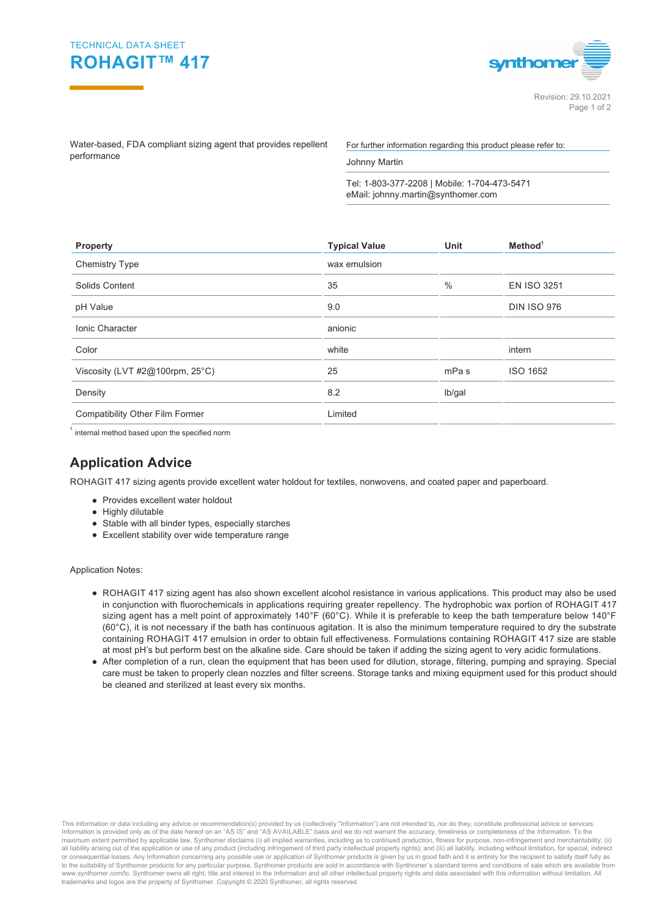TECHNICAL DATA SHEET

# ROHAGIT™ 417

Revision: 29.10.2021

Water-based, FDA compliant sizing agent that provides repellent performance

For further information regarding this product please refer to:

Johnny Martin

Tel: 1-803-377-2208 | Mobile: 1-704-473-5471
eMail: johnny.martin@synthomer.com

| Property | Typical Value | Unit | Method[1] |
|---|---|---|---|
| Chemistry Type | wax emulsion | | |
| Solids Content | 35 | % | EN ISO 3251 |
| pH Value | 9.0 | | DIN ISO 976 |
| Ionic Character | anionic | | |
| Color | white | | intern |
| Viscosity (LVT #2@100rpm, 25°C) | 25 | mPa s | ISO 1652 |
| Density | 8.2 | lb/gal | |
| Compatibility Other Film Former | Limited | | |

[1] internal method based upon the specified norm

## Application Advice

ROHAGIT 417 sizing agents provide excellent water holdout for textiles, nonwovens, and coated paper and paperboard.

- Provides excellent water holdout
- Highly dilutable
- Stable with all binder types, especially starches
- Excellent stability over wide temperature range

Application Notes:

- ROHAGIT 417 sizing agent has also shown excellent alcohol resistance in various applications. This product may also be used in conjunction with fluorochemicals in applications requiring greater repellency. The hydrophobic wax portion of ROHAGIT 417 sizing agent has a melt point of approximately 140°F (60°C). While it is preferable to keep the bath temperature below 140°F (60°C), it is not necessary if the bath has continuous agitation. It is also the minimum temperature required to dry the substrate containing ROHAGIT 417 emulsion in order to obtain full effectiveness. Formulations containing ROHAGIT 417 size are stable at most pH's but perform best on the alkaline side. Care should be taken if adding the sizing agent to very acidic formulations.
- After completion of a run, clean the equipment that has been used for dilution, storage, filtering, pumping and spraying. Special care must be taken to properly clean nozzles and filter screens. Storage tanks and mixing equipment used for this product should be cleaned and sterilized at least every six months.

This information or data including any advice or recommendation(s) provided by us (collectively "Information") are not intended to, nor do they, constitute professional advice or services. Information is provided only as of the date hereof on an "AS IS" and "AS AVAILABLE" basis and we do not warrant the accuracy, timeliness or completeness of the Information. To the maximum extent permitted by applicable law, Synthomer disclaims (i) all implied warranties, including as to continued production, fitness for purpose, non-infringement and merchantability; (ii) all liability arising out of the application or use of any product (including infringement of third party intellectual property rights); and (iii) all liability, including without limitation, for special, indirect or consequential losses. Any Information concerning any possible use or application of Synthomer products is given by us in good faith and it is entirely for the recipient to satisfy itself fully as to the suitability of Synthomer products for any particular purpose. Synthomer products are sold in accordance with Synthomer´s standard terms and conditions of sale which are available from www.synthomer.com/tc. Synthomer owns all right, title and interest in the Information and all other intellectual property rights and data associated with this information without limitation. All trademarks and logos are the property of Synthomer. Copyright © 2020 Synthomer, all rights reserved.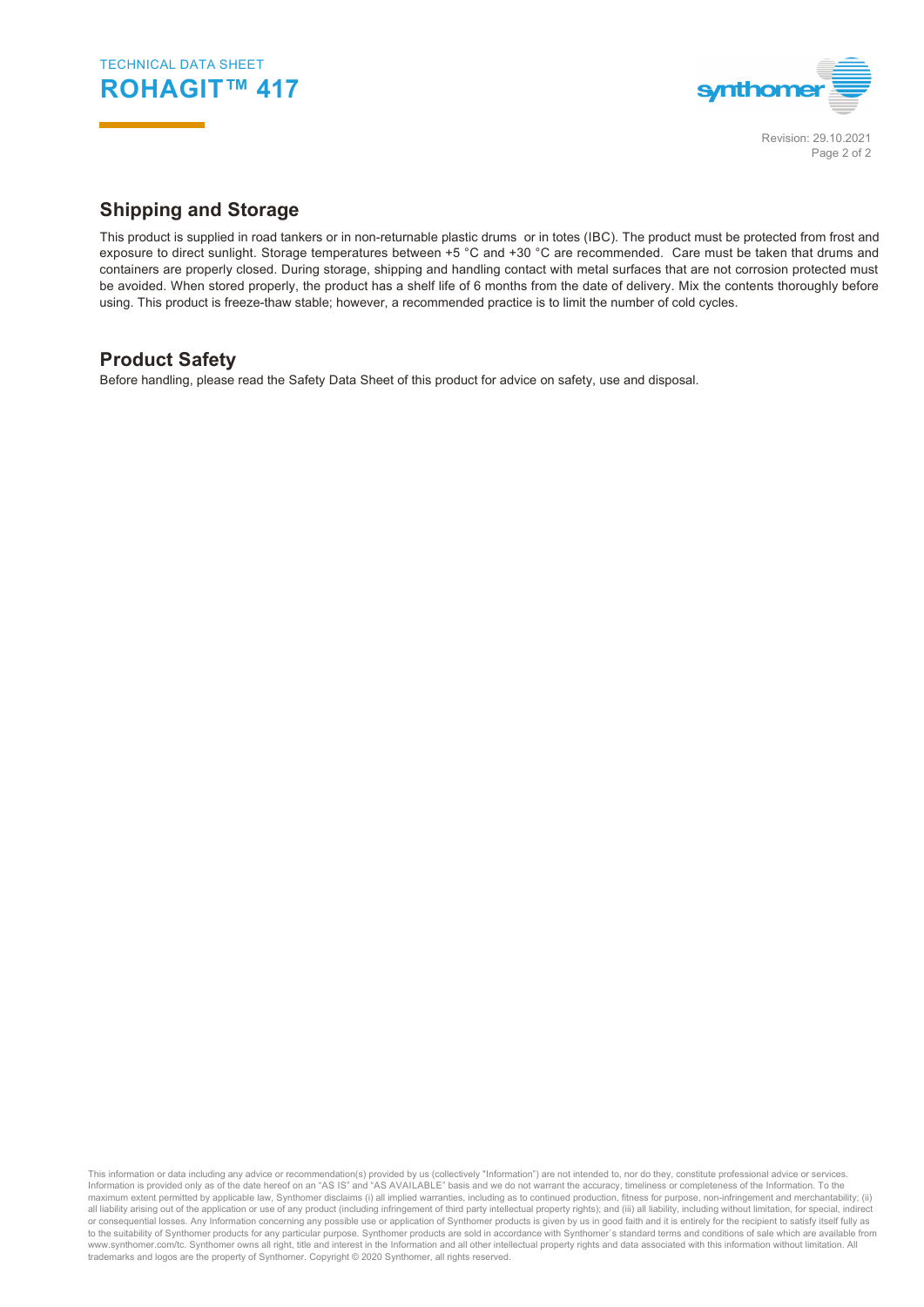## Shipping and Storage

This product is supplied in road tankers or in non-returnable plastic drums or in totes (IBC). The product must be protected from frost and exposure to direct sunlight. Storage temperatures between +5 °C and +30 °C are recommended. Care must be taken that drums and containers are properly closed. During storage, shipping and handling contact with metal surfaces that are not corrosion protected must be avoided. When stored properly, the product has a shelf life of 6 months from the date of delivery. Mix the contents thoroughly before using. This product is freeze-thaw stable; however, a recommended practice is to limit the number of cold cycles.

## Product Safety

Before handling, please read the Safety Data Sheet of this product for advice on safety, use and disposal.

This information or data including any advice or recommendation(s) provided by us (collectively "Information") are not intended to, nor do they, constitute professional advice or services. Information is provided only as of the date hereof on an "AS IS" and "AS AVAILABLE" basis and we do not warrant the accuracy, timeliness or completeness of the Information. To the maximum extent permitted by applicable law, Synthomer disclaims (i) all implied warranties, including as to continued production, fitness for purpose, non-infringement and merchantability; (ii) all liability arising out of the application or use of any product (including infringement of third party intellectual property rights); and (iii) all liability, including without limitation, for special, indirect or consequential losses. Any Information concerning any possible use or application of Synthomer products is given by us in good faith and it is entirely for the recipient to satisfy itself fully as to the suitability of Synthomer products for any particular purpose. Synthomer products are sold in accordance with Synthomer´s standard terms and conditions of sale which are available from www.synthomer.com/tc. Synthomer owns all right, title and interest in the Information and all other intellectual property rights and data associated with this information without limitation. All trademarks and logos are the property of Synthomer. Copyright © 2020 Synthomer, all rights reserved.